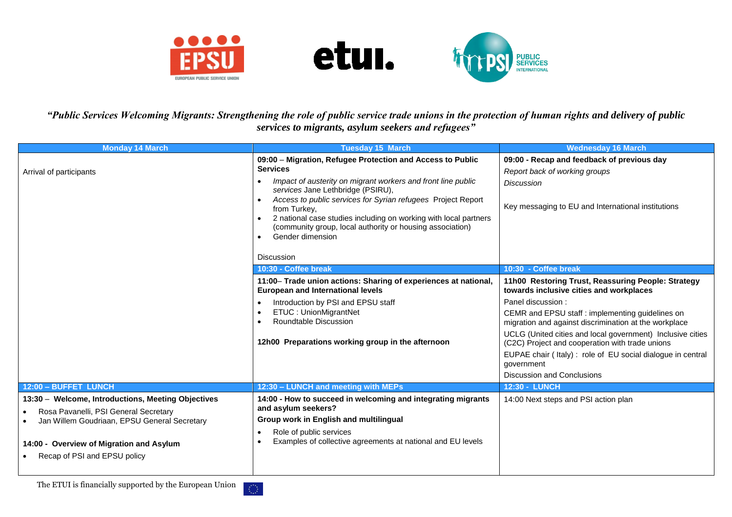*"Public Services Welcoming Migrants: Strengthening the role of public service trade unions in the protection of human rights and delivery of public services to migrants, asylum seekers and refugees"*

| Monday 14 March | Tuesday 15 March | Wednesday 16 March |
|---|---|---|
| Arrival of participants | **09:00 – Migration, Refugee Protection and Access to Public Services**<br>• *Impact of austerity on migrant workers and front line public services* Jane Lethbridge (PSIRU),<br>• *Access to public services for Syrian refugees* Project Report from Turkey,<br>• 2 national case studies including on working with local partners (community group, local authority or housing association)<br>• Gender dimension<br><br>Discussion | **09:00 - Recap and feedback of previous day**<br>*Report back of working groups*<br>*Discussion*<br><br>Key messaging to EU and International institutions |
| | **10:30 - Coffee break** | **10:30 - Coffee break** |
| | **11:00– Trade union actions: Sharing of experiences at national, European and International levels**<br>• Introduction by PSI and EPSU staff<br>• ETUC : UnionMigrantNet<br>• Roundtable Discussion<br><br>**12h00 Preparations working group in the afternoon** | **11h00 Restoring Trust, Reassuring People: Strategy towards inclusive cities and workplaces**<br>Panel discussion :<br>CEMR and EPSU staff : implementing guidelines on migration and against discrimination at the workplace<br>UCLG (United cities and local government) Inclusive cities (C2C) Project and cooperation with trade unions<br>EUPAE chair ( Italy) : role of EU social dialogue in central government<br>Discussion and Conclusions |
| **12:00 – BUFFET LUNCH** | **12:30 – LUNCH and meeting with MEPs** | **12:30 - LUNCH** |
| **13:30 – Welcome, Introductions, Meeting Objectives**<br>• Rosa Pavanelli, PSI General Secretary<br>• Jan Willem Goudriaan, EPSU General Secretary<br><br>**14:00 - Overview of Migration and Asylum**<br>• Recap of PSI and EPSU policy | **14:00 - How to succeed in welcoming and integrating migrants and asylum seekers?**<br>**Group work in English and multilingual**<br>• Role of public services<br>• Examples of collective agreements at national and EU levels | 14:00 Next steps and PSI action plan |

The ETUI is financially supported by the European Union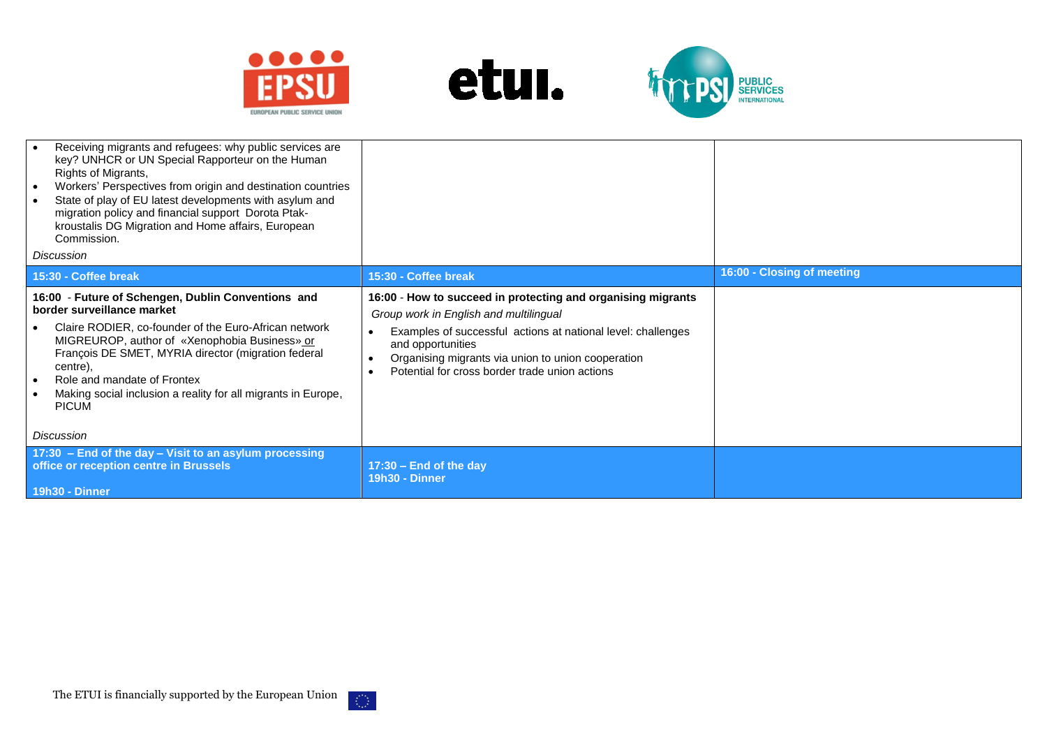| | | |
|---|---|---|
| • Receiving migrants and refugees: why public services are key? UNHCR or UN Special Rapporteur on the Human Rights of Migrants,<br>• Workers' Perspectives from origin and destination countries<br>• State of play of EU latest developments with asylum and migration policy and financial support Dorota Ptak-kroustalis DG Migration and Home affairs, European Commission.<br><br>*Discussion* | | |
| **15:30 - Coffee break** | **15:30 - Coffee break** | **16:00 - Closing of meeting** |
| **16:00 - Future of Schengen, Dublin Conventions and border surveillance market**<br>• Claire RODIER, co-founder of the Euro-African network MIGREUROP, author of «Xenophobia Business» or François DE SMET, MYRIA director (migration federal centre),<br>• Role and mandate of Frontex<br>• Making social inclusion a reality for all migrants in Europe, PICUM<br><br>*Discussion* | **16:00 - How to succeed in protecting and organising migrants**<br>*Group work in English and multilingual*<br>• Examples of successful actions at national level: challenges and opportunities<br>• Organising migrants via union to union cooperation<br>• Potential for cross border trade union actions | |
| **17:30 – End of the day – Visit to an asylum processing office or reception centre in Brussels**<br><br>**19h30 - Dinner** | **17:30 – End of the day**<br>**19h30 - Dinner** | |

The ETUI is financially supported by the European Union